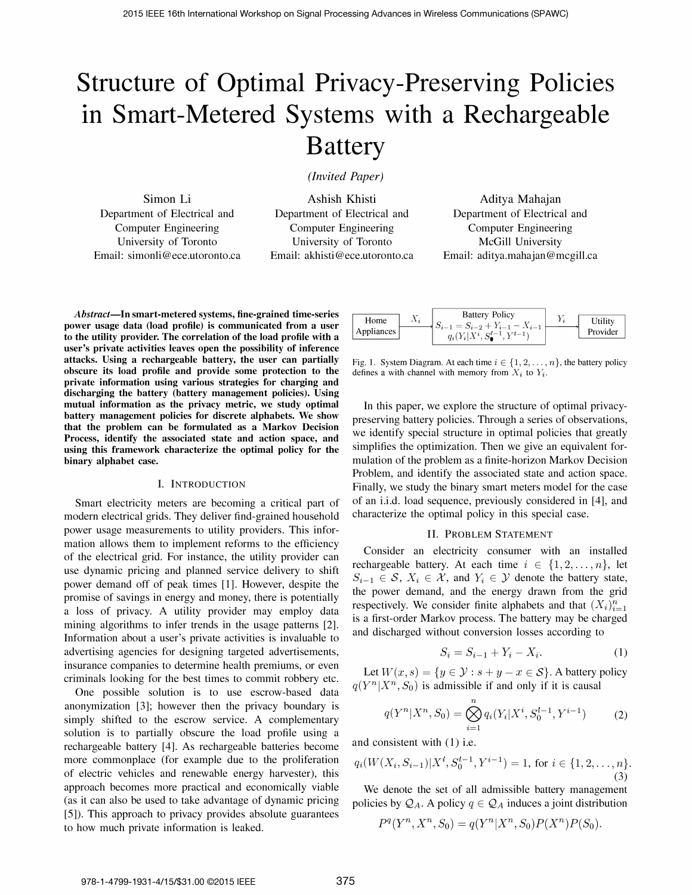# Structure of Optimal Privacy-Preserving Policies in Smart-Metered Systems with a Rechargeable Battery

*(Invited Paper)*

Simon Li
Department of Electrical and Computer Engineering
University of Toronto
Email: simonli@ece.utoronto.ca

Ashish Khisti
Department of Electrical and Computer Engineering
University of Toronto
Email: akhisti@ece.utoronto.ca

Aditya Mahajan
Department of Electrical and Computer Engineering
McGill University
Email: aditya.mahajan@mcgill.ca

***Abstract*—In smart-metered systems, fine-grained time-series power usage data (load profile) is communicated from a user to the utility provider. The correlation of the load profile with a user's private activities leaves open the possibility of inference attacks. Using a rechargeable battery, the user can partially obscure its load profile and provide some protection to the private information using various strategies for charging and discharging the battery (battery management policies). Using mutual information as the privacy metric, we study optimal battery management policies for discrete alphabets. We show that the problem can be formulated as a Markov Decision Process, identify the associated state and action space, and using this framework characterize the optimal policy for the binary alphabet case.**

## I. Introduction

Smart electricity meters are becoming a critical part of modern electrical grids. They deliver find-grained household power usage measurements to utility providers. This information allows them to implement reforms to the efficiency of the electrical grid. For instance, the utility provider can use dynamic pricing and planned service delivery to shift power demand off of peak times [1]. However, despite the promise of savings in energy and money, there is potentially a loss of privacy. A utility provider may employ data mining algorithms to infer trends in the usage patterns [2]. Information about a user's private activities is invaluable to advertising agencies for designing targeted advertisements, insurance companies to determine health premiums, or even criminals looking for the best times to commit robbery etc.

One possible solution is to use escrow-based data anonymization [3]; however then the privacy boundary is simply shifted to the escrow service. A complementary solution is to partially obscure the load profile using a rechargeable battery [4]. As rechargeable batteries become more commonplace (for example due to the proliferation of electric vehicles and renewable energy harvester), this approach becomes more practical and economically viable (as it can also be used to take advantage of dynamic pricing [5]). This approach to privacy provides absolute guarantees to how much private information is leaked.

| Home Appliances | $\xrightarrow{X_i}$ | Battery Policy $S_{i-1} = S_{i-2} + Y_{i-1} - X_{i-1}$ $q_i(Y_i \mid X^i, S_0^{i-1}, Y^{i-1})$ | $\xrightarrow{Y_i}$ | Utility Provider |
|---|---|---|---|---|

Fig. 1. System Diagram. At each time $i \in \{1, 2, \ldots, n\}$, the battery policy defines a with channel with memory from $X_i$ to $Y_i$.

In this paper, we explore the structure of optimal privacy-preserving battery policies. Through a series of observations, we identify special structure in optimal policies that greatly simplifies the optimization. Then we give an equivalent formulation of the problem as a finite-horizon Markov Decision Problem, and identify the associated state and action space. Finally, we study the binary smart meters model for the case of an i.i.d. load sequence, previously considered in [4], and characterize the optimal policy in this special case.

## II. Problem Statement

Consider an electricity consumer with an installed rechargeable battery. At each time $i \in \{1, 2, \ldots, n\}$, let $S_{i-1} \in \mathcal{S}$, $X_i \in \mathcal{X}$, and $Y_i \in \mathcal{Y}$ denote the battery state, the power demand, and the energy drawn from the grid respectively. We consider finite alphabets and that $(X_i)_{i=1}^n$ is a first-order Markov process. The battery may be charged and discharged without conversion losses according to

$$S_i = S_{i-1} + Y_i - X_i. \tag{1}$$

Let $W(x, s) = \{y \in \mathcal{Y} : s + y - x \in \mathcal{S}\}$. A battery policy $q(Y^n|X^n, S_0)$ is admissible if and only if it is causal

$$q(Y^n|X^n, S_0) = \bigotimes_{i=1}^{n} q_i(Y_i|X^i, S_0^{i-1}, Y^{i-1}) \tag{2}$$

and consistent with (1) i.e.

$$q_i(W(X_i, S_{i-1})|X^i, S_0^{i-1}, Y^{i-1}) = 1, \text{ for } i \in \{1, 2, \ldots, n\}. \tag{3}$$

We denote the set of all admissible battery management policies by $\mathcal{Q}_A$. A policy $q \in \mathcal{Q}_A$ induces a joint distribution

$$P^q(Y^n, X^n, S_0) = q(Y^n|X^n, S_0)P(X^n)P(S_0).$$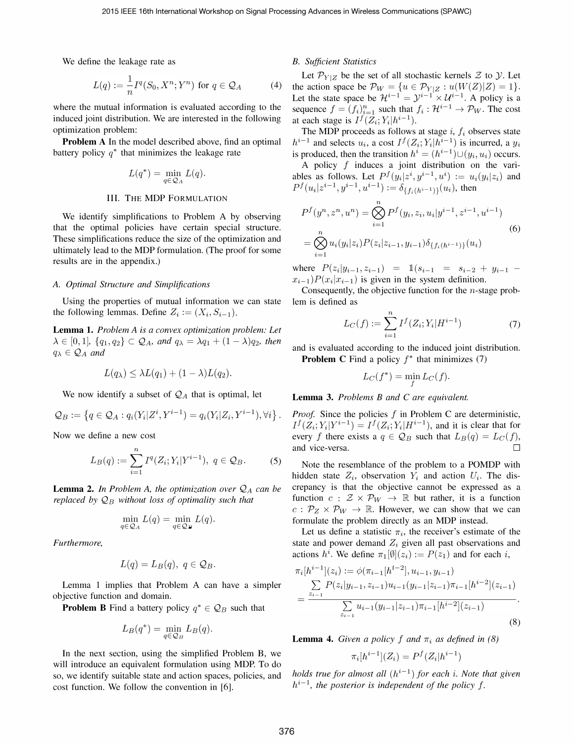We define the leakage rate as

$$L(q) := \frac{1}{n} I^q(S_0, X^n; Y^n) \text{ for } q \in \mathcal{Q}_A \tag{4}$$

where the mutual information is evaluated according to the induced joint distribution. We are interested in the following optimization problem:

**Problem A** In the model described above, find an optimal battery policy $q^*$ that minimizes the leakage rate

$$L(q^*) = \min_{q \in \mathcal{Q}_A} L(q).$$

## III. The MDP Formulation

We identify simplifications to Problem A by observing that the optimal policies have certain special structure. These simplifications reduce the size of the optimization and ultimately lead to the MDP formulation. (The proof for some results are in the appendix.)

### A. Optimal Structure and Simplifications

Using the properties of mutual information we can state the following lemmas. Define $Z_i := (X_i, S_{i-1})$.

**Lemma 1.** *Problem A is a convex optimization problem: Let $\lambda \in [0,1]$, $\{q_1, q_2\} \subset \mathcal{Q}_A$, and $q_\lambda = \lambda q_1 + (1-\lambda) q_2$, then $q_\lambda \in \mathcal{Q}_A$ and*

$$L(q_\lambda) \leq \lambda L(q_1) + (1-\lambda) L(q_2).$$

We now identify a subset of $\mathcal{Q}_A$ that is optimal, let

$$\mathcal{Q}_B := \left\{ q \in \mathcal{Q}_A : q_i(Y_i | Z^i, Y^{i-1}) = q_i(Y_i | Z_i, Y^{i-1}), \forall i \right\}.$$

Now we define a new cost

$$L_B(q) := \sum_{i=1}^{n} I^q(Z_i; Y_i | Y^{i-1}), \ q \in \mathcal{Q}_B. \tag{5}$$

**Lemma 2.** *In Problem A, the optimization over $\mathcal{Q}_A$ can be replaced by $\mathcal{Q}_B$ without loss of optimality such that*

$$\min_{q \in \mathcal{Q}_A} L(q) = \min_{q \in \mathcal{Q}_B} L(q).$$

*Furthermore,*

$$L(q) = L_B(q), \ q \in \mathcal{Q}_B.$$

Lemma 1 implies that Problem A can have a simpler objective function and domain.

**Problem B** Find a battery policy $q^* \in \mathcal{Q}_B$ such that

$$L_B(q^*) = \min_{q \in \mathcal{Q}_B} L_B(q).$$

In the next section, using the simplified Problem B, we will introduce an equivalent formulation using MDP. To do so, we identify suitable state and action spaces, policies, and cost function. We follow the convention in [6].

### B. Sufficient Statistics

Let $\mathcal{P}_{Y|Z}$ be the set of all stochastic kernels $\mathcal{Z}$ to $\mathcal{Y}$. Let the action space be $\mathcal{P}_W = \{u \in \mathcal{P}_{Y|Z} : u(W(Z)|Z) = 1\}$. Let the state space be $\mathcal{H}^{i-1} = \mathcal{Y}^{i-1} \times \mathcal{U}^{i-1}$. A policy is a sequence $f = (f_i)_{i=1}^n$ such that $f_i : \mathcal{H}^{i-1} \to \mathcal{P}_W$. The cost at each stage is $I^f(Z_i; Y_i | h^{i-1})$.

The MDP proceeds as follows at stage $i$, $f_i$ observes state $h^{i-1}$ and selects $u_i$, a cost $I^f(Z_i; Y_i | h^{i-1})$ is incurred, a $y_i$ is produced, then the transition $h^i = (h^{i-1}) \cup (y_i, u_i)$ occurs.

A policy $f$ induces a joint distribution on the variables as follows. Let $P^f(y_i | z^i, y^{i-1}, u^i) := u_i(y_i | z_i)$ and $P^f(u_i | z^{i-1}, y^{i-1}, u^{i-1}) := \delta_{\{f_i(h^{i-1})\}}(u_i)$, then

$$\begin{aligned} P^f(y^n, z^n, u^n) &= \bigotimes_{i=1}^{n} P^f(y_i, z_i, u_i | y^{i-1}, z^{i-1}, u^{i-1}) \\ &= \bigotimes_{i=1}^{n} u_i(y_i | z_i) P(z_i | z_{i-1}, y_{i-1}) \delta_{\{f_i(h^{i-1})\}}(u_i) \end{aligned} \tag{6}$$

where $P(z_i | y_{i-1}, z_{i-1}) = \mathbb{1}(s_{i-1} = s_{i-2} + y_{i-1} - x_{i-1}) P(x_i | x_{i-1})$ is given in the system definition.

Consequently, the objective function for the $n$-stage problem is defined as

$$L_C(f) := \sum_{i=1}^{n} I^f(Z_i; Y_i | H^{i-1}) \tag{7}$$

and is evaluated according to the induced joint distribution.

**Problem C** Find a policy $f^*$ that minimizes (7)

$$L_C(f^*) = \min_{f} L_C(f).$$

**Lemma 3.** *Problems B and C are equivalent.*

*Proof.* Since the policies $f$ in Problem C are deterministic, $I^f(Z_i; Y_i | Y^{i-1}) = I^f(Z_i; Y_i | H^{i-1})$, and it is clear that for every $f$ there exists a $q \in \mathcal{Q}_B$ such that $L_B(q) = L_C(f)$, and vice-versa. $\square$

Note the resemblance of the problem to a POMDP with hidden state $Z_i$, observation $Y_i$ and action $U_i$. The discrepancy is that the objective cannot be expressed as a function $c : \mathcal{Z} \times \mathcal{P}_W \to \mathbb{R}$ but rather, it is a function $c : \mathcal{P}_Z \times \mathcal{P}_W \to \mathbb{R}$. However, we can show that we can formulate the problem directly as an MDP instead.

Let us define a statistic $\pi_i$, the receiver's estimate of the state and power demand $Z_i$ given all past observations and actions $h^i$. We define $\pi_1[\emptyset](z_i) := P(z_1)$ and for each $i$,

$$\begin{aligned} \pi_i[h^{i-1}](z_i) &:= \phi(\pi_{i-1}[h^{i-2}], u_{i-1}, y_{i-1}) \\ &= \frac{\sum_{z_{i-1}} P(z_i | y_{i-1}, z_{i-1}) u_{i-1}(y_{i-1} | z_{i-1}) \pi_{i-1}[h^{i-2}](z_{i-1})}{\sum_{z_{i-1}} u_{i-1}(y_{i-1} | z_{i-1}) \pi_{i-1}[h^{i-2}](z_{i-1})}. \end{aligned} \tag{8}$$

**Lemma 4.** *Given a policy $f$ and $\pi_i$ as defined in (8)*

$$\pi_i[h^{i-1}](Z_i) = P^f(Z_i | h^{i-1})$$

*holds true for almost all $(h^{i-1})$ for each $i$. Note that given $h^{i-1}$, the posterior is independent of the policy $f$.*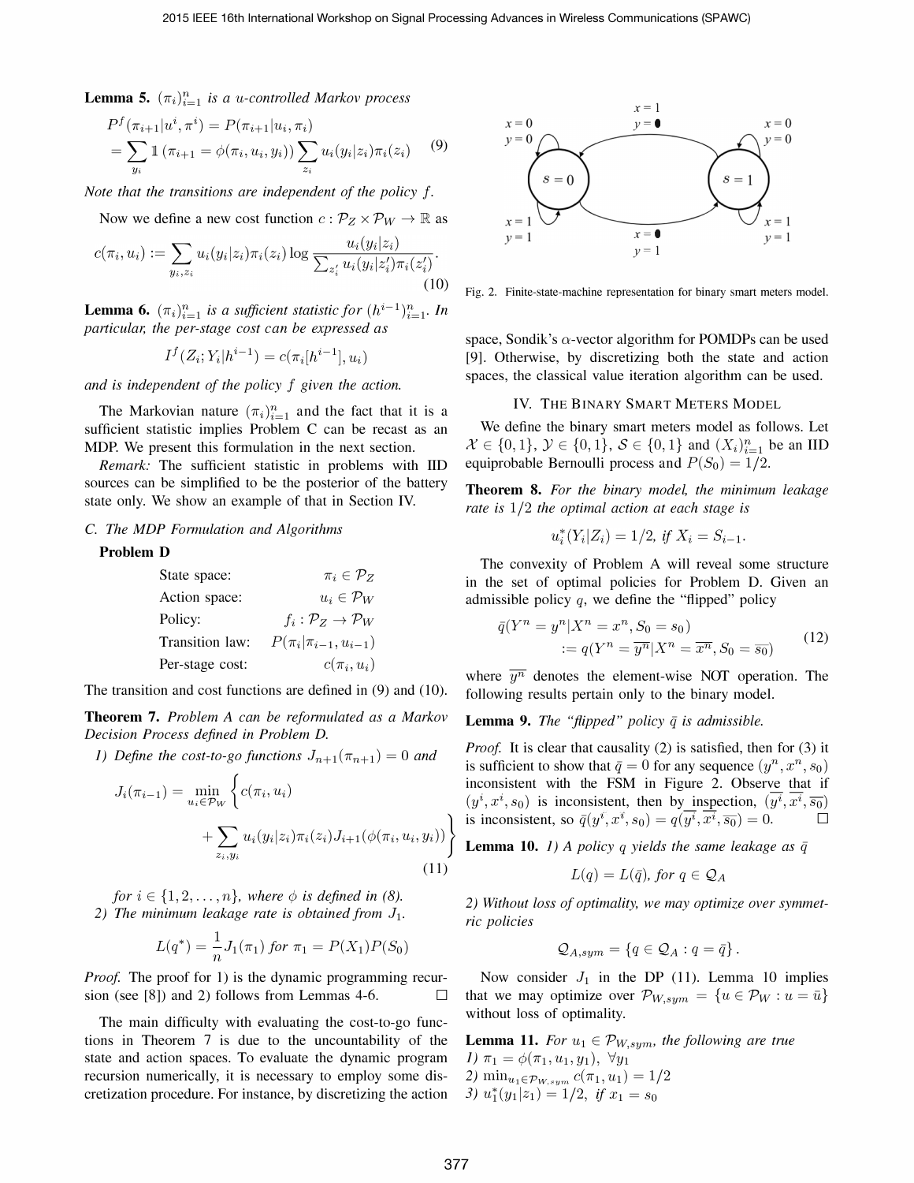**Lemma 5.** *$(\pi_i)_{i=1}^n$ is a $u$-controlled Markov process*

$$
\begin{aligned}
P^f(\pi_{i+1}|u^i, \pi^i) &= P(\pi_{i+1}|u_i, \pi_i) \\
&= \sum_{y_i} \mathbb{1}\left(\pi_{i+1} = \phi(\pi_i, u_i, y_i)\right) \sum_{z_i} u_i(y_i|z_i)\pi_i(z_i)
\end{aligned}
\tag{9}
$$

*Note that the transitions are independent of the policy $f$.*

Now we define a new cost function $c : \mathcal{P}_Z \times \mathcal{P}_W \to \mathbb{R}$ as

$$
c(\pi_i, u_i) := \sum_{y_i, z_i} u_i(y_i|z_i)\pi_i(z_i) \log \frac{u_i(y_i|z_i)}{\sum_{z_i'} u_i(y_i|z_i')\pi_i(z_i')}.
\tag{10}
$$

**Lemma 6.** *$(\pi_i)_{i=1}^n$ is a sufficient statistic for $(h^{i-1})_{i=1}^n$. In particular, the per-stage cost can be expressed as*

$$
I^f(Z_i; Y_i|h^{i-1}) = c(\pi_i[h^{i-1}], u_i)
$$

*and is independent of the policy $f$ given the action.*

The Markovian nature $(\pi_i)_{i=1}^n$ and the fact that it is a sufficient statistic implies Problem C can be recast as an MDP. We present this formulation in the next section.

*Remark:* The sufficient statistic in problems with IID sources can be simplified to be the posterior of the battery state only. We show an example of that in Section IV.

### C. The MDP Formulation and Algorithms

**Problem D**

| | |
|---|---|
| State space: | $\pi_i \in \mathcal{P}_Z$ |
| Action space: | $u_i \in \mathcal{P}_W$ |
| Policy: | $f_i : \mathcal{P}_Z \to \mathcal{P}_W$ |
| Transition law: | $P(\pi_i|\pi_{i-1}, u_{i-1})$ |
| Per-stage cost: | $c(\pi_i, u_i)$ |

The transition and cost functions are defined in (9) and (10).

**Theorem 7.** *Problem A can be reformulated as a Markov Decision Process defined in Problem D.*

*1) Define the cost-to-go functions $J_{n+1}(\pi_{n+1}) = 0$ and*

$$
J_i(\pi_{i-1}) = \min_{u_i \in \mathcal{P}_W} \left\{ c(\pi_i, u_i) + \sum_{z_i, y_i} u_i(y_i|z_i)\pi_i(z_i) J_{i+1}(\phi(\pi_i, u_i, y_i)) \right\}
\tag{11}
$$

*for $i \in \{1, 2, \ldots, n\}$, where $\phi$ is defined in (8).*

*2) The minimum leakage rate is obtained from $J_1$.*

$$
L(q^*) = \frac{1}{n} J_1(\pi_1) \text{ for } \pi_1 = P(X_1)P(S_0)
$$

*Proof.* The proof for 1) is the dynamic programming recursion (see [8]) and 2) follows from Lemmas 4-6. $\square$

The main difficulty with evaluating the cost-to-go functions in Theorem 7 is due to the uncountability of the state and action spaces. To evaluate the dynamic program recursion numerically, it is necessary to employ some discretization procedure. For instance, by discretizing the action space, Sondik's $\alpha$-vector algorithm for POMDPs can be used [9]. Otherwise, by discretizing both the state and action spaces, the classical value iteration algorithm can be used.

## IV. The Binary Smart Meters Model

We define the binary smart meters model as follows. Let $\mathcal{X} \in \{0, 1\}$, $\mathcal{Y} \in \{0, 1\}$, $\mathcal{S} \in \{0, 1\}$ and $(X_i)_{i=1}^n$ be an IID equiprobable Bernoulli process and $P(S_0) = 1/2$.

Fig. 2. Finite-state-machine representation for binary smart meters model.

**Theorem 8.** *For the binary model, the minimum leakage rate is $1/2$ the optimal action at each stage is*

$$
u_i^*(Y_i|Z_i) = 1/2, \text{ if } X_i = S_{i-1}.
$$

The convexity of Problem A will reveal some structure in the set of optimal policies for Problem D. Given an admissible policy $q$, we define the "flipped" policy

$$
\begin{aligned}
\bar{q}(Y^n = y^n|X^n = x^n, S_0 = s_0) \\
:= q(Y^n = \overline{y^n}|X^n = \overline{x^n}, S_0 = \overline{s_0})
\end{aligned}
\tag{12}
$$

where $\overline{y^n}$ denotes the element-wise NOT operation. The following results pertain only to the binary model.

**Lemma 9.** *The "flipped" policy $\bar{q}$ is admissible.*

*Proof.* It is clear that causality (2) is satisfied, then for (3) it is sufficient to show that $\bar{q} = 0$ for any sequence $(y^n, x^n, s_0)$ inconsistent with the FSM in Figure 2. Observe that if $(y^i, x^i, s_0)$ is inconsistent, then by inspection, $(\overline{y^i}, \overline{x^i}, \overline{s_0})$ is inconsistent, so $\bar{q}(y^i, x^i, s_0) = q(\overline{y^i}, \overline{x^i}, \overline{s_0}) = 0$. $\square$

**Lemma 10.** *1) A policy $q$ yields the same leakage as $\bar{q}$*

$$
L(q) = L(\bar{q}), \text{ for } q \in \mathcal{Q}_A
$$

*2) Without loss of optimality, we may optimize over symmetric policies*

$$
\mathcal{Q}_{A,sym} = \{q \in \mathcal{Q}_A : q = \bar{q}\}.
$$

Now consider $J_1$ in the DP (11). Lemma 10 implies that we may optimize over $\mathcal{P}_{W,sym} = \{u \in \mathcal{P}_W : u = \bar{u}\}$ without loss of optimality.

**Lemma 11.** *For $u_1 \in \mathcal{P}_{W,sym}$, the following are true*

*1) $\pi_1 = \phi(\pi_1, u_1, y_1), \ \forall y_1$*

*2) $\min_{u_1 \in \mathcal{P}_{W,sym}} c(\pi_1, u_1) = 1/2$*

*3) $u_1^*(y_1|z_1) = 1/2, \text{ if } x_1 = s_0$*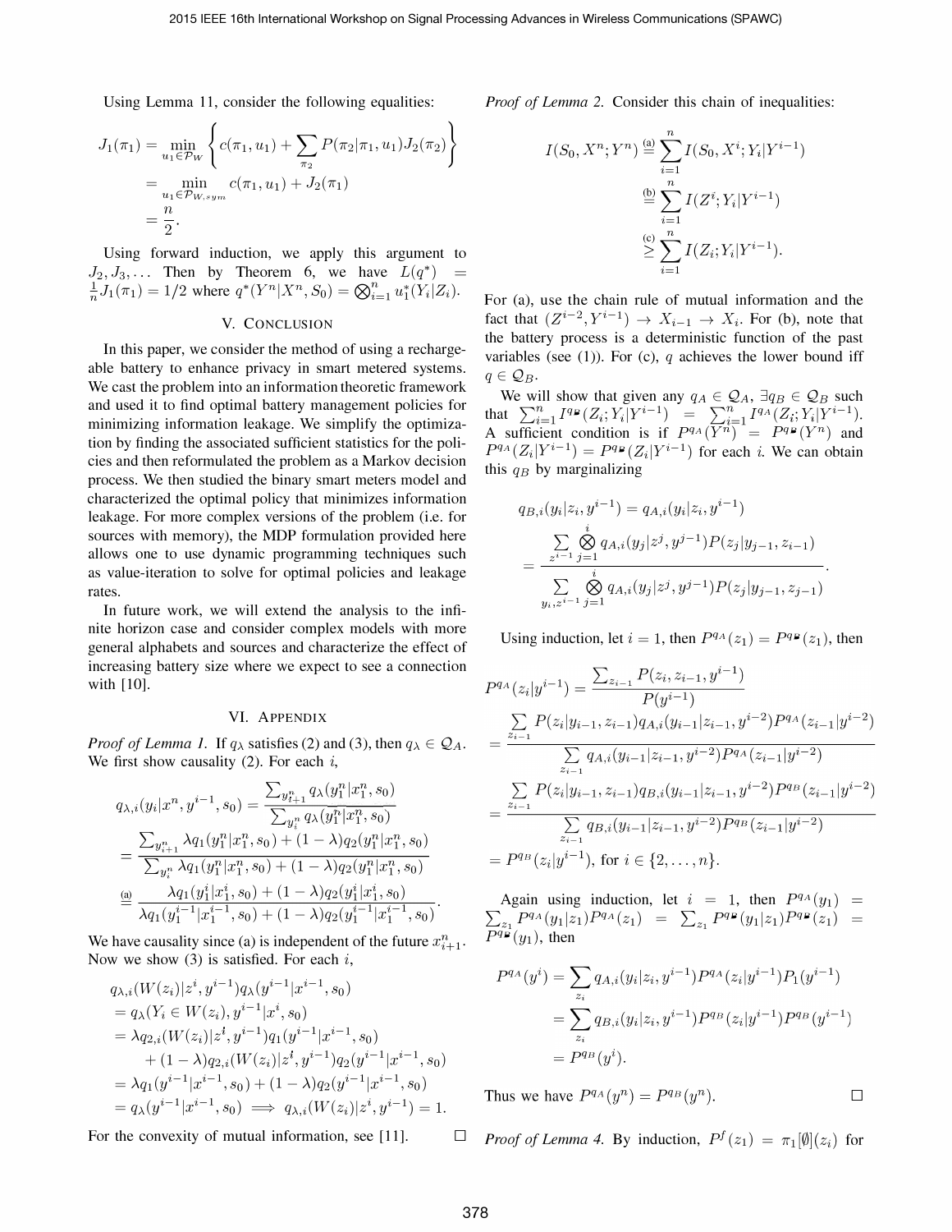Using Lemma 11, consider the following equalities:

$$
\begin{aligned}
J_1(\pi_1) &= \min_{u_1 \in \mathcal{P}_W} \left\{ c(\pi_1, u_1) + \sum_{\pi_2} P(\pi_2|\pi_1, u_1) J_2(\pi_2) \right\} \\
&= \min_{u_1 \in \mathcal{P}_{W,sym}} c(\pi_1, u_1) + J_2(\pi_1) \\
&= \frac{n}{2}.
\end{aligned}
$$

Using forward induction, we apply this argument to $J_2, J_3, \dots$ Then by Theorem 6, we have $L(q^*) = \frac{1}{n} J_1(\pi_1) = 1/2$ where $q^*(Y^n|X^n, S_0) = \bigotimes_{i=1}^n u_1^*(Y_i|Z_i)$.

## V. Conclusion

In this paper, we consider the method of using a rechargeable battery to enhance privacy in smart metered systems. We cast the problem into an information theoretic framework and used it to find optimal battery management policies for minimizing information leakage. We simplify the optimization by finding the associated sufficient statistics for the policies and then reformulated the problem as a Markov decision process. We then studied the binary smart meters model and characterized the optimal policy that minimizes information leakage. For more complex versions of the problem (i.e. for sources with memory), the MDP formulation provided here allows one to use dynamic programming techniques such as value-iteration to solve for optimal policies and leakage rates.

In future work, we will extend the analysis to the infinite horizon case and consider complex models with more general alphabets and sources and characterize the effect of increasing battery size where we expect to see a connection with [10].

## VI. Appendix

*Proof of Lemma 1.* If $q_\lambda$ satisfies (2) and (3), then $q_\lambda \in \mathcal{Q}_A$. We first show causality (2). For each $i$,

$$
\begin{aligned}
q_{\lambda,i}(y_i|x^n, y^{i-1}, s_0) &= \frac{\sum_{y_{i+1}^n} q_\lambda(y_1^n|x_1^n, s_0)}{\sum_{y_i^n} q_\lambda(y_1^n|x_1^n, s_0)} \\
&= \frac{\sum_{y_{i+1}^n} \lambda q_1(y_1^n|x_1^n, s_0) + (1-\lambda) q_2(y_1^n|x_1^n, s_0)}{\sum_{y_i^n} \lambda q_1(y_1^n|x_1^n, s_0) + (1-\lambda) q_2(y_1^n|x_1^n, s_0)} \\
&\overset{\text{(a)}}{=} \frac{\lambda q_1(y_1^i|x_1^i, s_0) + (1-\lambda) q_2(y_1^i|x_1^i, s_0)}{\lambda q_1(y_1^{i-1}|x_1^{i-1}, s_0) + (1-\lambda) q_2(y_1^{i-1}|x_1^{i-1}, s_0)}.
\end{aligned}
$$

We have causality since (a) is independent of the future $x_{i+1}^n$. Now we show (3) is satisfied. For each $i$,

$$
\begin{aligned}
&q_{\lambda,i}(W(z_i)|z^i, y^{i-1}) q_\lambda(y^{i-1}|x^{i-1}, s_0) \\
&= q_\lambda(Y_i \in W(z_i), y^{i-1}|x^i, s_0) \\
&= \lambda q_{2,i}(W(z_i)|z^i, y^{i-1}) q_1(y^{i-1}|x^{i-1}, s_0) \\
&\quad + (1-\lambda) q_{2,i}(W(z_i)|z^i, y^{i-1}) q_2(y^{i-1}|x^{i-1}, s_0) \\
&= \lambda q_1(y^{i-1}|x^{i-1}, s_0) + (1-\lambda) q_2(y^{i-1}|x^{i-1}, s_0) \\
&= q_\lambda(y^{i-1}|x^{i-1}, s_0) \implies q_{\lambda,i}(W(z_i)|z^i, y^{i-1}) = 1.
\end{aligned}
$$

For the convexity of mutual information, see [11]. $\square$

*Proof of Lemma 2.* Consider this chain of inequalities:

$$
\begin{aligned}
I(S_0, X^n; Y^n) &\overset{\text{(a)}}{=} \sum_{i=1}^n I(S_0, X^i; Y_i|Y^{i-1}) \\
&\overset{\text{(b)}}{=} \sum_{i=1}^n I(Z^i; Y_i|Y^{i-1}) \\
&\overset{\text{(c)}}{\geq} \sum_{i=1}^n I(Z_i; Y_i|Y^{i-1}).
\end{aligned}
$$

For (a), use the chain rule of mutual information and the fact that $(Z^{i-2}, Y^{i-1}) \to X_{i-1} \to X_i$. For (b), note that the battery process is a deterministic function of the past variables (see (1)). For (c), $q$ achieves the lower bound iff $q \in \mathcal{Q}_B$.

We will show that given any $q_A \in \mathcal{Q}_A$, $\exists q_B \in \mathcal{Q}_B$ such that $\sum_{i=1}^n I^{q_B}(Z_i; Y_i|Y^{i-1}) = \sum_{i=1}^n I^{q_A}(Z_i; Y_i|Y^{i-1})$. A sufficient condition is if $P^{q_A}(Y^n) = P^{q_B}(Y^n)$ and $P^{q_A}(Z_i|Y^{i-1}) = P^{q_B}(Z_i|Y^{i-1})$ for each $i$. We can obtain this $q_B$ by marginalizing

$$
\begin{aligned}
&q_{B,i}(y_i|z_i, y^{i-1}) = q_{A,i}(y_i|z_i, y^{i-1}) \\
&= \frac{\sum\limits_{z^{i-1}} \bigotimes\limits_{j=1}^{i} q_{A,i}(y_j|z^j, y^{j-1}) P(z_j|y_{j-1}, z_{i-1})}{\sum\limits_{y_i, z^{i-1}} \bigotimes\limits_{j=1}^{i} q_{A,i}(y_j|z^j, y^{j-1}) P(z_j|y_{j-1}, z_{j-1})}.
\end{aligned}
$$

Using induction, let $i = 1$, then $P^{q_A}(z_1) = P^{q_B}(z_1)$, then

$$
\begin{aligned}
P^{q_A}(z_i|y^{i-1}) &= \frac{\sum_{z_{i-1}} P(z_i, z_{i-1}, y^{i-1})}{P(y^{i-1})} \\
&= \frac{\sum\limits_{z_{i-1}} P(z_i|y_{i-1}, z_{i-1}) q_{A,i}(y_{i-1}|z_{i-1}, y^{i-2}) P^{q_A}(z_{i-1}|y^{i-2})}{\sum\limits_{z_{i-1}} q_{A,i}(y_{i-1}|z_{i-1}, y^{i-2}) P^{q_A}(z_{i-1}|y^{i-2})} \\
&= \frac{\sum\limits_{z_{i-1}} P(z_i|y_{i-1}, z_{i-1}) q_{B,i}(y_{i-1}|z_{i-1}, y^{i-2}) P^{q_B}(z_{i-1}|y^{i-2})}{\sum\limits_{z_{i-1}} q_{B,i}(y_{i-1}|z_{i-1}, y^{i-2}) P^{q_B}(z_{i-1}|y^{i-2})} \\
&= P^{q_B}(z_i|y^{i-1}), \text{ for } i \in \{2, \dots, n\}.
\end{aligned}
$$

Again using induction, let $i = 1$, then $P^{q_A}(y_1) = \sum_{z_1} P^{q_A}(y_1|z_1) P^{q_A}(z_1) = \sum_{z_1} P^{q_B}(y_1|z_1) P^{q_B}(z_1) = P^{q_B}(y_1)$, then

$$
\begin{aligned}
P^{q_A}(y^i) &= \sum_{z_i} q_{A,i}(y_i|z_i, y^{i-1}) P^{q_A}(z_i|y^{i-1}) P_1(y^{i-1}) \\
&= \sum_{z_i} q_{B,i}(y_i|z_i, y^{i-1}) P^{q_B}(z_i|y^{i-1}) P^{q_B}(y^{i-1}) \\
&= P^{q_B}(y^i).
\end{aligned}
$$

Thus we have $P^{q_A}(y^n) = P^{q_B}(y^n)$. $\square$

*Proof of Lemma 4.* By induction, $P^f(z_1) = \pi_1[\emptyset](z_i)$ for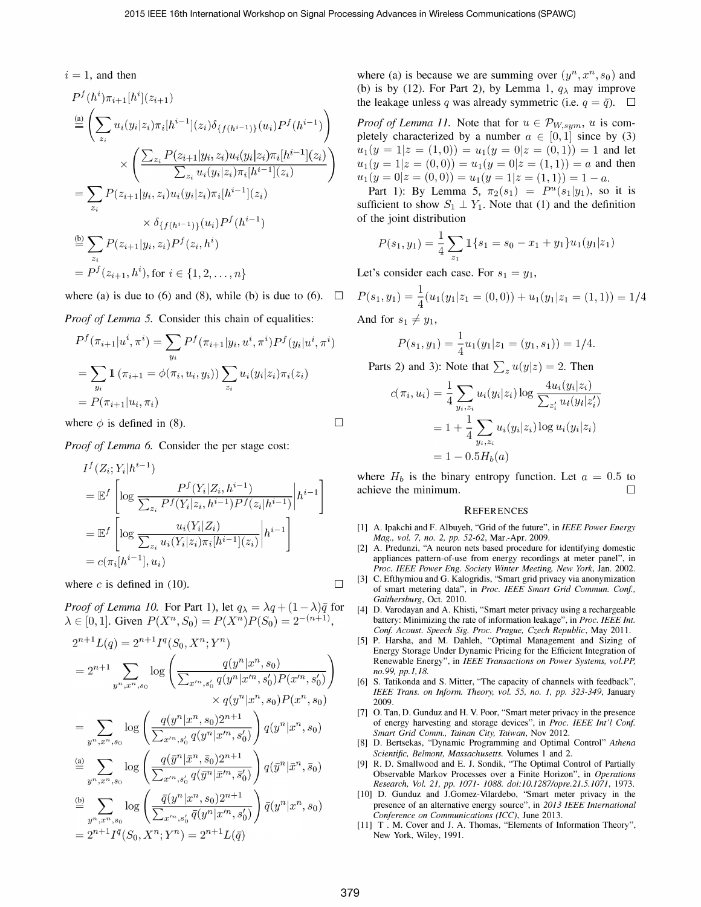$i = 1$, and then

$$
\begin{aligned}
&P^f(h^i)\pi_{i+1}[h^i](z_{i+1}) \\
&\overset{(a)}{=} \left( \sum_{z_i} u_i(y_i|z_i)\pi_i[h^{i-1}](z_i)\delta_{\{f(h^{i-1})\}}(u_i)P^f(h^{i-1}) \right) \\
&\qquad \times \left( \frac{\sum_{z_i} P(z_{i+1}|y_i, z_i)u_i(y_i|z_i)\pi_i[h^{i-1}](z_i)}{\sum_{z_i} u_i(y_i|z_i)\pi_i[h^{i-1}](z_i)} \right) \\
&= \sum_{z_i} P(z_{i+1}|y_i, z_i)u_i(y_i|z_i)\pi_i[h^{i-1}](z_i) \\
&\qquad \times \delta_{\{f(h^{i-1})\}}(u_i)P^f(h^{i-1}) \\
&\overset{(b)}{=} \sum_{z_i} P(z_{i+1}|y_i, z_i)P^f(z_i, h^i) \\
&= P^f(z_{i+1}, h^i), \text{for } i \in \{1, 2, \ldots, n\}
\end{aligned}
$$

where (a) is due to (6) and (8), while (b) is due to (6). ☐

*Proof of Lemma 5.* Consider this chain of equalities:

$$
\begin{aligned}
P^f(\pi_{i+1}|u^i, \pi^i) &= \sum_{y_i} P^f(\pi_{i+1}|y_i, u^i, \pi^i)P^f(y_i|u^i, \pi^i) \\
&= \sum_{y_i} \mathbb{1}\left(\pi_{i+1} = \phi(\pi_i, u_i, y_i)\right) \sum_{z_i} u_i(y_i|z_i)\pi_i(z_i) \\
&= P(\pi_{i+1}|u_i, \pi_i)
\end{aligned}
$$

where $\phi$ is defined in (8). ☐

*Proof of Lemma 6.* Consider the per stage cost:

$$
\begin{aligned}
&I^f(Z_i; Y_i|h^{i-1}) \\
&= \mathbb{E}^f \left[ \log \frac{P^f(Y_i|Z_i, h^{i-1})}{\sum_{z_i} P^f(Y_i|z_i, h^{i-1})P^f(z_i|h^{i-1})} \middle| h^{i-1} \right] \\
&= \mathbb{E}^f \left[ \log \frac{u_i(Y_i|Z_i)}{\sum_{z_i} u_i(Y_i|z_i)\pi_i[h^{i-1}](z_i)} \middle| h^{i-1} \right] \\
&= c(\pi_i[h^{i-1}], u_i)
\end{aligned}
$$

where $c$ is defined in (10). ☐

*Proof of Lemma 10.* For Part 1), let $q_\lambda = \lambda q + (1 - \lambda)\bar{q}$ for $\lambda \in [0, 1]$. Given $P(X^n, S_0) = P(X^n)P(S_0) = 2^{-(n+1)}$,

$$
\begin{aligned}
&2^{n+1}L(q) = 2^{n+1}I^q(S_0, X^n; Y^n) \\
&= 2^{n+1} \sum_{y^n, x^n, s_0} \log \left( \frac{q(y^n|x^n, s_0)}{\sum_{x'^n, s'_0} q(y^n|x'^n, s'_0)P(x'^n, s'_0)} \right) \\
&\qquad \times q(y^n|x^n, s_0)P(x^n, s_0) \\
&= \sum_{y^n, x^n, s_0} \log \left( \frac{q(y^n|x^n, s_0)2^{n+1}}{\sum_{x'^n, s'_0} q(y^n|x'^n, s'_0)} \right) q(y^n|x^n, s_0) \\
&\overset{(a)}{=} \sum_{y^n, x^n, s_0} \log \left( \frac{q(\bar{y}^n|\bar{x}^n, \bar{s}_0)2^{n+1}}{\sum_{x'^n, s'_0} q(\bar{y}^n|\bar{x}'^n, \bar{s}'_0)} \right) q(\bar{y}^n|\bar{x}^n, \bar{s}_0) \\
&\overset{(b)}{=} \sum_{y^n, x^n, s_0} \log \left( \frac{\bar{q}(y^n|x^n, s_0)2^{n+1}}{\sum_{x'^n, s'_0} \bar{q}(y^n|x'^n, s'_0)} \right) \bar{q}(y^n|x^n, s_0) \\
&= 2^{n+1}I^{\bar{q}}(S_0, X^n; Y^n) = 2^{n+1}L(\bar{q})
\end{aligned}
$$

where (a) is because we are summing over $(y^n, x^n, s_0)$ and (b) is by (12). For Part 2), by Lemma 1, $q_\lambda$ may improve the leakage unless $q$ was already symmetric (i.e. $q = \bar{q}$). ☐

*Proof of Lemma 11.* Note that for $u \in \mathcal{P}_{W,sym}$, $u$ is completely characterized by a number $a \in [0, 1]$ since by (3) $u_1(y = 1|z = (1, 0)) = u_1(y = 0|z = (0, 1)) = 1$ and let $u_1(y = 1|z = (0, 0)) = u_1(y = 0|z = (1, 1)) = a$ and then $u_1(y = 0|z = (0, 0)) = u_1(y = 1|z = (1, 1)) = 1 - a$.

Part 1): By Lemma 5, $\pi_2(s_1) = P^u(s_1|y_1)$, so it is sufficient to show $S_1 \perp Y_1$. Note that (1) and the definition of the joint distribution

$$
P(s_1, y_1) = \frac{1}{4} \sum_{z_1} \mathbb{1}\{s_1 = s_0 - x_1 + y_1\}u_1(y_1|z_1)
$$

Let's consider each case. For $s_1 = y_1$,

$$
P(s_1, y_1) = \frac{1}{4}(u_1(y_1|z_1 = (0, 0)) + u_1(y_1|z_1 = (1, 1)) = 1/4
$$

And for $s_1 \neq y_1$,

$$
P(s_1, y_1) = \frac{1}{4}u_1(y_1|z_1 = (y_1, s_1)) = 1/4.
$$

Parts 2) and 3): Note that $\sum_z u(y|z) = 2$. Then

$$
\begin{aligned}
c(\pi_i, u_i) &= \frac{1}{4} \sum_{y_i, z_i} u_i(y_i|z_i) \log \frac{4u_i(y_i|z_i)}{\sum_{z'_i} u_t(y_t|z'_i)} \\
&= 1 + \frac{1}{4} \sum_{y_i, z_i} u_i(y_i|z_i) \log u_i(y_i|z_i) \\
&= 1 - 0.5H_b(a)
\end{aligned}
$$

where $H_b$ is the binary entropy function. Let $a = 0.5$ to achieve the minimum. ☐

## References

[1] A. Ipakchi and F. Albuyeh, "Grid of the future", in *IEEE Power Energy Mag., vol. 7, no. 2, pp. 52-62*, Mar.-Apr. 2009.

[2] A. Predunzi, "A neuron nets based procedure for identifying domestic appliances pattern-of-use from energy recordings at meter panel", in *Proc. IEEE Power Eng. Society Winter Meeting, New York*, Jan. 2002.

[3] C. Efthymiou and G. Kalogridis, "Smart grid privacy via anonymization of smart metering data", in *Proc. IEEE Smart Grid Commun. Conf., Gaithersburg*, Oct. 2010.

[4] D. Varodayan and A. Khisti, "Smart meter privacy using a rechargeable battery: Minimizing the rate of information leakage", in *Proc. IEEE Int. Conf. Acoust. Speech Sig. Proc. Prague, Czech Republic*, May 2011.

[5] P. Harsha, and M. Dahleh, "Optimal Management and Sizing of Energy Storage Under Dynamic Pricing for the Efficient Integration of Renewable Energy", in *IEEE Transactions on Power Systems, vol.PP, no.99, pp.1,18.*

[6] S. Tatikonda and S. Mitter, "The capacity of channels with feedback", *IEEE Trans. on Inform. Theory, vol. 55, no. 1, pp. 323-349*, January 2009.

[7] O. Tan, D. Gunduz and H. V. Poor, "Smart meter privacy in the presence of energy harvesting and storage devices", in *Proc. IEEE Int'l Conf. Smart Grid Comm., Tainan City, Taiwan*, Nov 2012.

[8] D. Bertsekas, "Dynamic Programming and Optimal Control" *Athena Scientific, Belmont, Massachusetts.* Volumes 1 and 2.

[9] R. D. Smallwood and E. J. Sondik, "The Optimal Control of Partially Observable Markov Processes over a Finite Horizon", in *Operations Research, Vol. 21, pp. 1071- 1088. doi:10.1287/opre.21.5.1071*, 1973.

[10] D. Gunduz and J.Gomez-Vilardebo, "Smart meter privacy in the presence of an alternative energy source", in *2013 IEEE International Conference on Communications (ICC)*, June 2013.

[11] T . M. Cover and J. A. Thomas, "Elements of Information Theory", New York, Wiley, 1991.